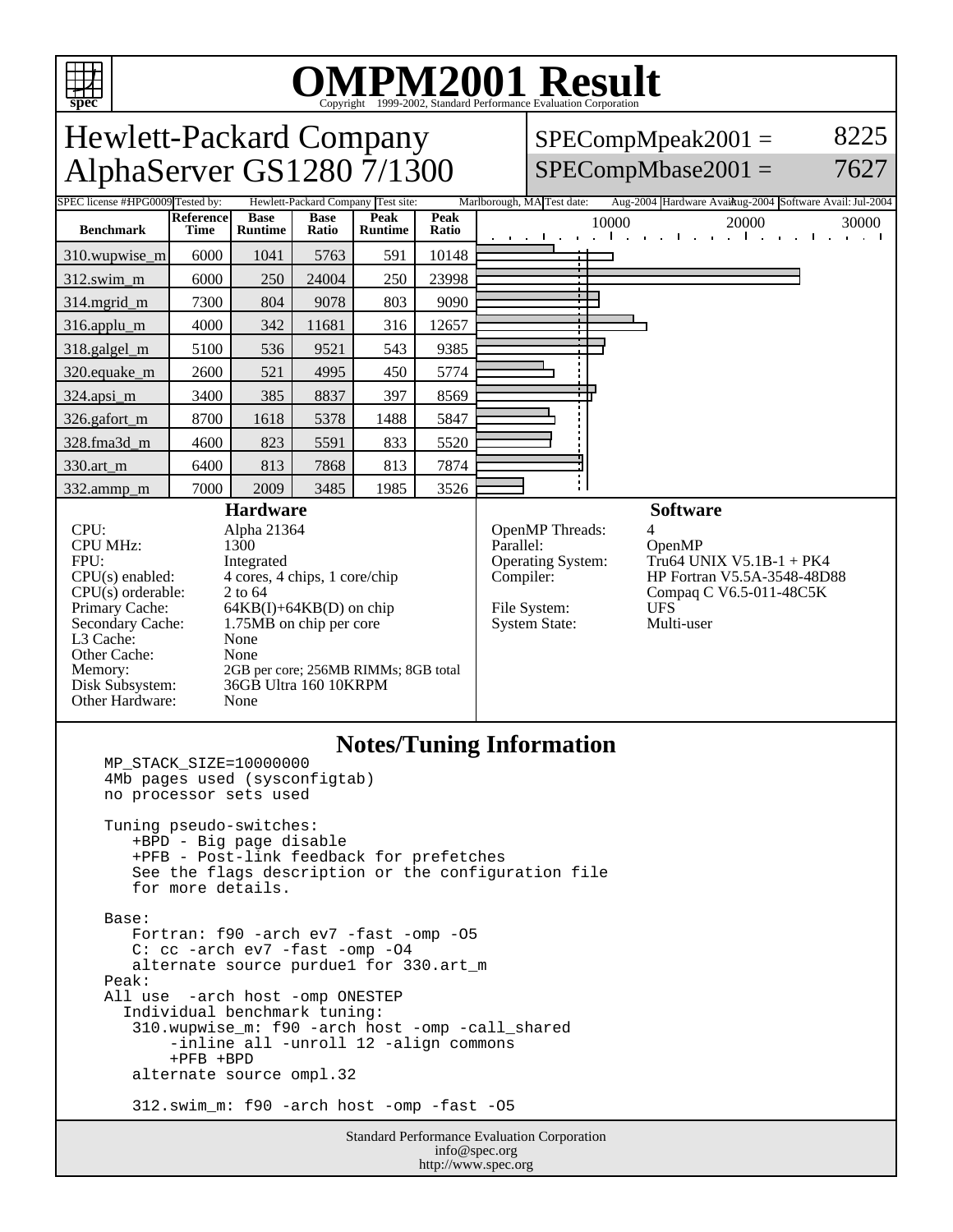# OMPM2001 Result

Copyright 1999-2002, Standard Performance Evaluation Corporation

## Hewlett-Packard Company
## AlphaServer GS1280 7/1300

SPECompMpeak2001 = 8225

SPECompMbase2001 = 7627

SPEC license #: HPG0009 | Tested by: Hewlett-Packard Company | Test site: Marlborough, MA | Test date: Aug-2004 | Hardware Avail: Aug-2004 | Software Avail: Jul-2004

| Benchmark | Reference Time | Base Runtime | Base Ratio | Peak Runtime | Peak Ratio |
|---|---|---|---|---|---|
| 310.wupwise_m | 6000 | 1041 | 5763 | 591 | 10148 |
| 312.swim_m | 6000 | 250 | 24004 | 250 | 23998 |
| 314.mgrid_m | 7300 | 804 | 9078 | 803 | 9090 |
| 316.applu_m | 4000 | 342 | 11681 | 316 | 12657 |
| 318.galgel_m | 5100 | 536 | 9521 | 543 | 9385 |
| 320.equake_m | 2600 | 521 | 4995 | 450 | 5774 |
| 324.apsi_m | 3400 | 385 | 8837 | 397 | 8569 |
| 326.gafort_m | 8700 | 1618 | 5378 | 1488 | 5847 |
| 328.fma3d_m | 4600 | 823 | 5591 | 833 | 5520 |
| 330.art_m | 6400 | 813 | 7868 | 813 | 7874 |
| 332.ammp_m | 7000 | 2009 | 3485 | 1985 | 3526 |

### Hardware

- CPU: Alpha 21364
- CPU MHz: 1300
- FPU: Integrated
- CPU(s) enabled: 4 cores, 4 chips, 1 core/chip
- CPU(s) orderable: 2 to 64
- Primary Cache: 64KB(I)+64KB(D) on chip
- Secondary Cache: 1.75MB on chip per core
- L3 Cache: None
- Other Cache: None
- Memory: 2GB per core; 256MB RIMMs; 8GB total
- Disk Subsystem: 36GB Ultra 160 10KRPM
- Other Hardware: None

### Software

- OpenMP Threads: 4
- Parallel: OpenMP
- Operating System: Tru64 UNIX V5.1B-1 + PK4
- Compiler: HP Fortran V5.5A-3548-48D88, Compaq C V6.5-011-48C5K
- File System: UFS
- System State: Multi-user

### Notes/Tuning Information

```
MP_STACK_SIZE=10000000
4Mb pages used (sysconfigtab)
no processor sets used

Tuning pseudo-switches:
   +BPD - Big page disable
   +PFB - Post-link feedback for prefetches
   See the flags description or the configuration file
   for more details.

Base:
   Fortran: f90 -arch ev7 -fast -omp -O5
   C: cc -arch ev7 -fast -omp -O4
   alternate source purdue1 for 330.art_m
Peak:
All use  -arch host -omp ONESTEP
  Individual benchmark tuning:
   310.wupwise_m: f90 -arch host -omp -call_shared
        -inline all -unroll 12 -align commons
        +PFB +BPD
   alternate source ompl.32

   312.swim_m: f90 -arch host -omp -fast -O5
```

Standard Performance Evaluation Corporation
info@spec.org
http://www.spec.org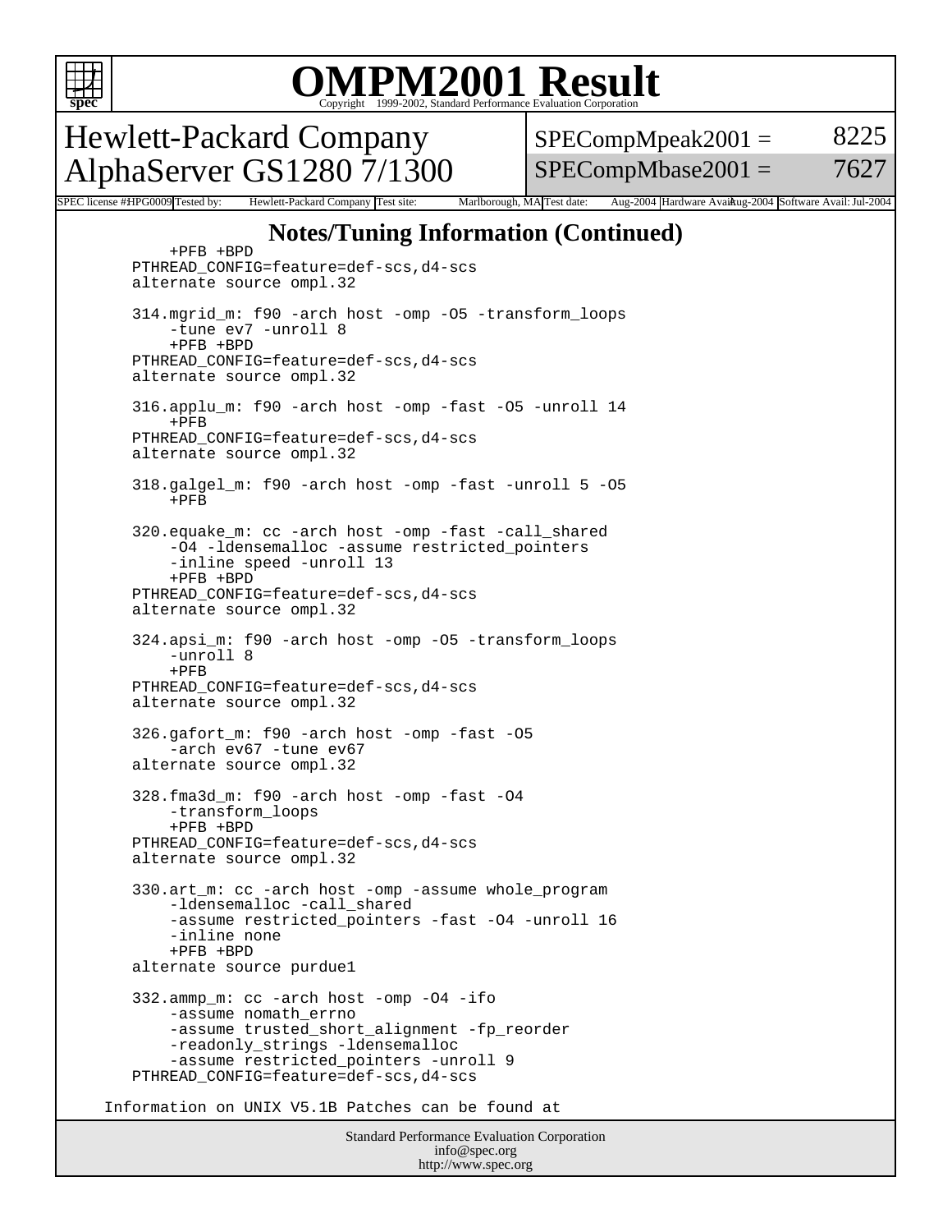# OMPM2001 Result

Copyright 1999-2002, Standard Performance Evaluation Corporation

## Hewlett-Packard Company AlphaServer GS1280 7/1300

SPECompMpeak2001 = 8225

SPECompMbase2001 = 7627

SPEC license #: HPG0009 | Tested by: Hewlett-Packard Company | Test site: Marlborough, MA | Test date: Aug-2004 | Hardware Avail: Aug-2004 | Software Avail: Jul-2004

## Notes/Tuning Information (Continued)

```
         +PFB +BPD
     PTHREAD_CONFIG=feature=def-scs,d4-scs
     alternate source ompl.32

     314.mgrid_m: f90 -arch host -omp -O5 -transform_loops
         -tune ev7 -unroll 8
         +PFB +BPD
     PTHREAD_CONFIG=feature=def-scs,d4-scs
     alternate source ompl.32

     316.applu_m: f90 -arch host -omp -fast -O5 -unroll 14
         +PFB
     PTHREAD_CONFIG=feature=def-scs,d4-scs
     alternate source ompl.32

     318.galgel_m: f90 -arch host -omp -fast -unroll 5 -O5
         +PFB

     320.equake_m: cc -arch host -omp -fast -call_shared
         -O4 -ldensemalloc -assume restricted_pointers
         -inline speed -unroll 13
         +PFB +BPD
     PTHREAD_CONFIG=feature=def-scs,d4-scs
     alternate source ompl.32

     324.apsi_m: f90 -arch host -omp -O5 -transform_loops
         -unroll 8
         +PFB
     PTHREAD_CONFIG=feature=def-scs,d4-scs
     alternate source ompl.32

     326.gafort_m: f90 -arch host -omp -fast -O5
         -arch ev67 -tune ev67
     alternate source ompl.32

     328.fma3d_m: f90 -arch host -omp -fast -O4
         -transform_loops
         +PFB +BPD
     PTHREAD_CONFIG=feature=def-scs,d4-scs
     alternate source ompl.32

     330.art_m: cc -arch host -omp -assume whole_program
         -ldensemalloc -call_shared
         -assume restricted_pointers -fast -O4 -unroll 16
         -inline none
         +PFB +BPD
     alternate source purdue1

     332.ammp_m: cc -arch host -omp -O4 -ifo
         -assume nomath_errno
         -assume trusted_short_alignment -fp_reorder
         -readonly_strings -ldensemalloc
         -assume restricted_pointers -unroll 9
     PTHREAD_CONFIG=feature=def-scs,d4-scs

  Information on UNIX V5.1B Patches can be found at
```

Standard Performance Evaluation Corporation
info@spec.org
http://www.spec.org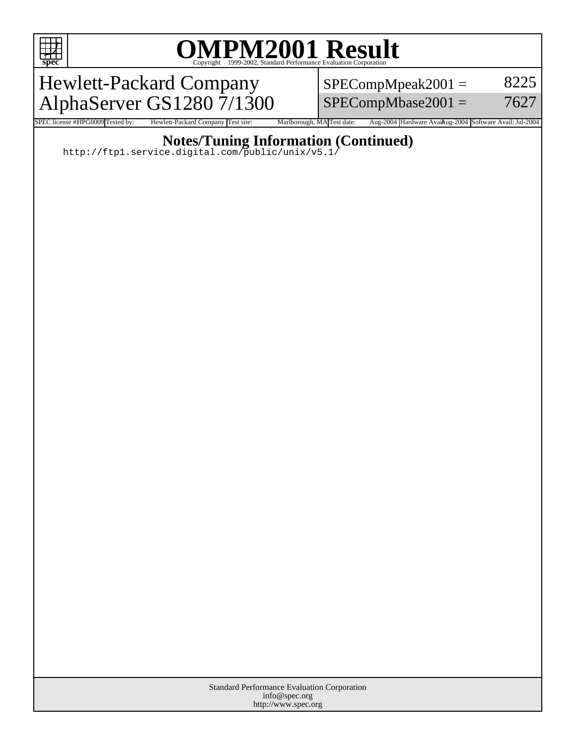# OMPM2001 Result

Copyright 1999-2002, Standard Performance Evaluation Corporation

## Hewlett-Packard Company
## AlphaServer GS1280 7/1300

SPECompMpeak2001 = 8225
SPECompMbase2001 = 7627

SPEC license #: HPG0009 | Tested by: Hewlett-Packard Company | Test site: Marlborough, MA | Test date: Aug-2004 | Hardware Avail: Aug-2004 | Software Avail: Jul-2004

### Notes/Tuning Information (Continued)

```
http://ftp1.service.digital.com/public/unix/v5.1/
```

Standard Performance Evaluation Corporation
info@spec.org
http://www.spec.org